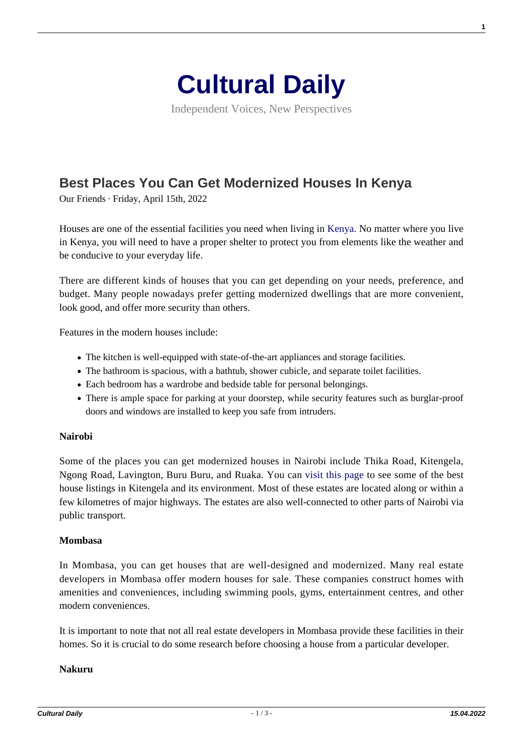# Cultural Daily

Independent Voices, New Perspectives

## Best Places You Can Get Modernized Houses In Kenya

Our Friends · Friday, April 15th, 2022

Houses are one of the essential facilities you need when living in Kenya. No matter where you live in Kenya, you will need to have a proper shelter to protect you from elements like the weather and be conducive to your everyday life.

There are different kinds of houses that you can get depending on your needs, preference, and budget. Many people nowadays prefer getting modernized dwellings that are more convenient, look good, and offer more security than others.

Features in the modern houses include:

- The kitchen is well-equipped with state-of-the-art appliances and storage facilities.
- The bathroom is spacious, with a bathtub, shower cubicle, and separate toilet facilities.
- Each bedroom has a wardrobe and bedside table for personal belongings.
- There is ample space for parking at your doorstep, while security features such as burglar-proof doors and windows are installed to keep you safe from intruders.

**Nairobi**

Some of the places you can get modernized houses in Nairobi include Thika Road, Kitengela, Ngong Road, Lavington, Buru Buru, and Ruaka. You can visit this page to see some of the best house listings in Kitengela and its environment. Most of these estates are located along or within a few kilometres of major highways. The estates are also well-connected to other parts of Nairobi via public transport.

**Mombasa**

In Mombasa, you can get houses that are well-designed and modernized. Many real estate developers in Mombasa offer modern houses for sale. These companies construct homes with amenities and conveniences, including swimming pools, gyms, entertainment centres, and other modern conveniences.

It is important to note that not all real estate developers in Mombasa provide these facilities in their homes. So it is crucial to do some research before choosing a house from a particular developer.

**Nakuru**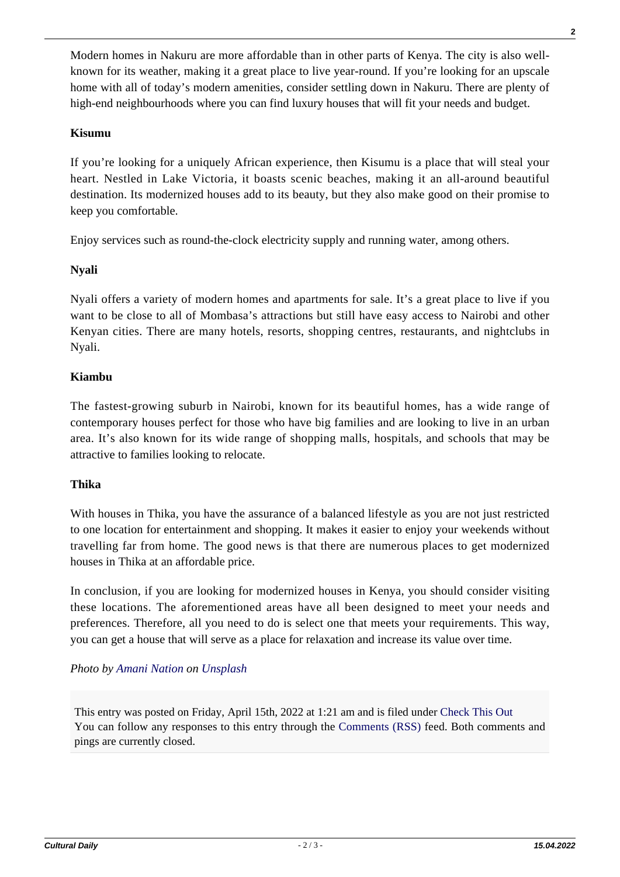Modern homes in Nakuru are more affordable than in other parts of Kenya. The city is also well-known for its weather, making it a great place to live year-round. If you're looking for an upscale home with all of today's modern amenities, consider settling down in Nakuru. There are plenty of high-end neighbourhoods where you can find luxury houses that will fit your needs and budget.

### Kisumu

If you're looking for a uniquely African experience, then Kisumu is a place that will steal your heart. Nestled in Lake Victoria, it boasts scenic beaches, making it an all-around beautiful destination. Its modernized houses add to its beauty, but they also make good on their promise to keep you comfortable.

Enjoy services such as round-the-clock electricity supply and running water, among others.

### Nyali

Nyali offers a variety of modern homes and apartments for sale. It's a great place to live if you want to be close to all of Mombasa's attractions but still have easy access to Nairobi and other Kenyan cities. There are many hotels, resorts, shopping centres, restaurants, and nightclubs in Nyali.

### Kiambu

The fastest-growing suburb in Nairobi, known for its beautiful homes, has a wide range of contemporary houses perfect for those who have big families and are looking to live in an urban area. It's also known for its wide range of shopping malls, hospitals, and schools that may be attractive to families looking to relocate.

### Thika

With houses in Thika, you have the assurance of a balanced lifestyle as you are not just restricted to one location for entertainment and shopping. It makes it easier to enjoy your weekends without travelling far from home. The good news is that there are numerous places to get modernized houses in Thika at an affordable price.

In conclusion, if you are looking for modernized houses in Kenya, you should consider visiting these locations. The aforementioned areas have all been designed to meet your needs and preferences. Therefore, all you need to do is select one that meets your requirements. This way, you can get a house that will serve as a place for relaxation and increase its value over time.

*Photo by Amani Nation on Unsplash*

This entry was posted on Friday, April 15th, 2022 at 1:21 am and is filed under Check This Out
You can follow any responses to this entry through the Comments (RSS) feed. Both comments and pings are currently closed.